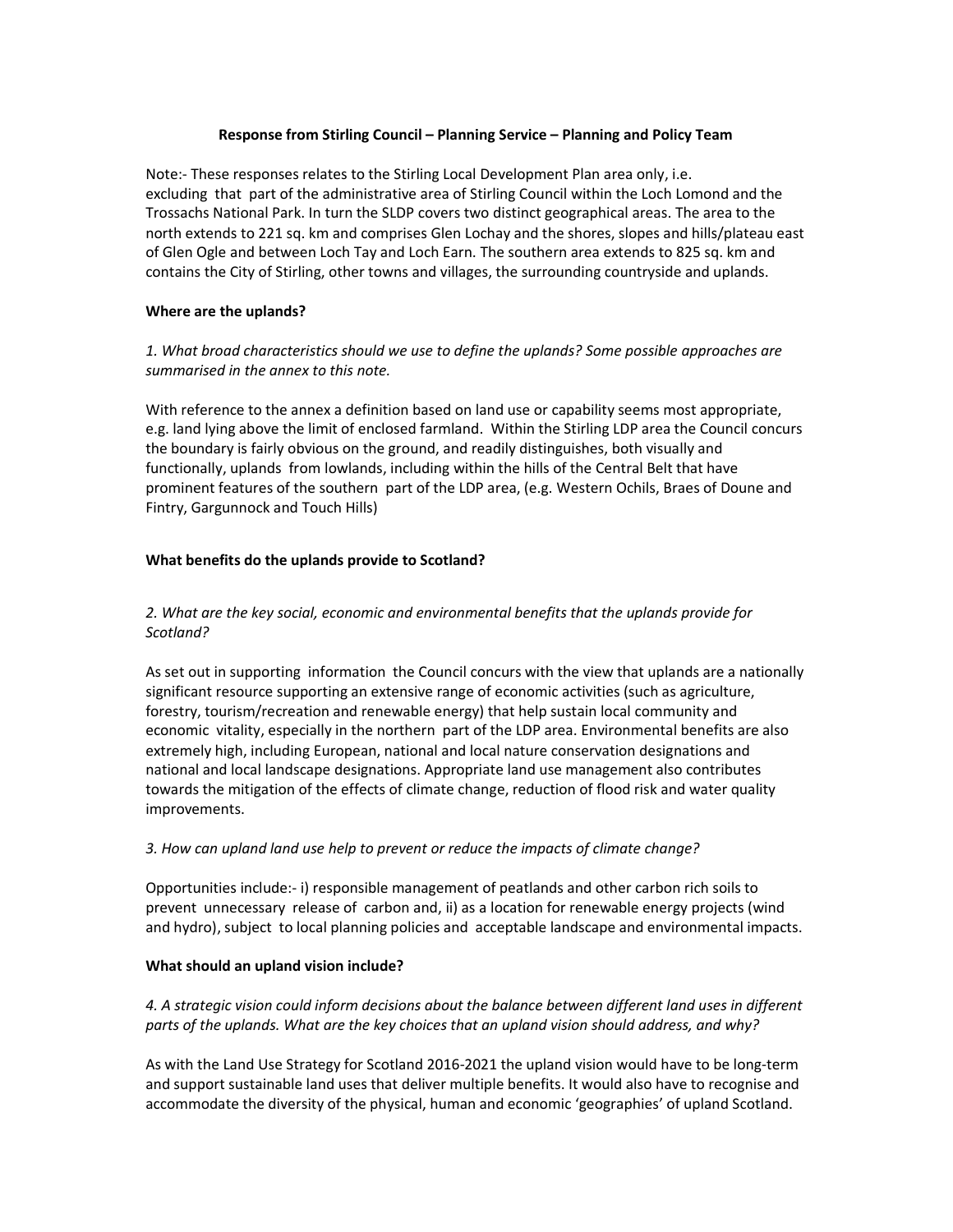**Response from Stirling Council – Planning Service – Planning and Policy Team**

Note:- These responses relates to the Stirling Local Development Plan area only, i.e. excluding that part of the administrative area of Stirling Council within the Loch Lomond and the Trossachs National Park. In turn the SLDP covers two distinct geographical areas. The area to the north extends to 221 sq. km and comprises Glen Lochay and the shores, slopes and hills/plateau east of Glen Ogle and between Loch Tay and Loch Earn. The southern area extends to 825 sq. km and contains the City of Stirling, other towns and villages, the surrounding countryside and uplands.

**Where are the uplands?**

*1. What broad characteristics should we use to define the uplands? Some possible approaches are summarised in the annex to this note.*

With reference to the annex a definition based on land use or capability seems most appropriate, e.g. land lying above the limit of enclosed farmland. Within the Stirling LDP area the Council concurs the boundary is fairly obvious on the ground, and readily distinguishes, both visually and functionally, uplands from lowlands, including within the hills of the Central Belt that have prominent features of the southern part of the LDP area, (e.g. Western Ochils, Braes of Doune and Fintry, Gargunnock and Touch Hills)

**What benefits do the uplands provide to Scotland?**

*2. What are the key social, economic and environmental benefits that the uplands provide for Scotland?*

As set out in supporting information the Council concurs with the view that uplands are a nationally significant resource supporting an extensive range of economic activities (such as agriculture, forestry, tourism/recreation and renewable energy) that help sustain local community and economic vitality, especially in the northern part of the LDP area. Environmental benefits are also extremely high, including European, national and local nature conservation designations and national and local landscape designations. Appropriate land use management also contributes towards the mitigation of the effects of climate change, reduction of flood risk and water quality improvements.

*3. How can upland land use help to prevent or reduce the impacts of climate change?*

Opportunities include:- i) responsible management of peatlands and other carbon rich soils to prevent unnecessary release of carbon and, ii) as a location for renewable energy projects (wind and hydro), subject to local planning policies and acceptable landscape and environmental impacts.

**What should an upland vision include?**

*4. A strategic vision could inform decisions about the balance between different land uses in different parts of the uplands. What are the key choices that an upland vision should address, and why?*

As with the Land Use Strategy for Scotland 2016-2021 the upland vision would have to be long-term and support sustainable land uses that deliver multiple benefits. It would also have to recognise and accommodate the diversity of the physical, human and economic 'geographies' of upland Scotland.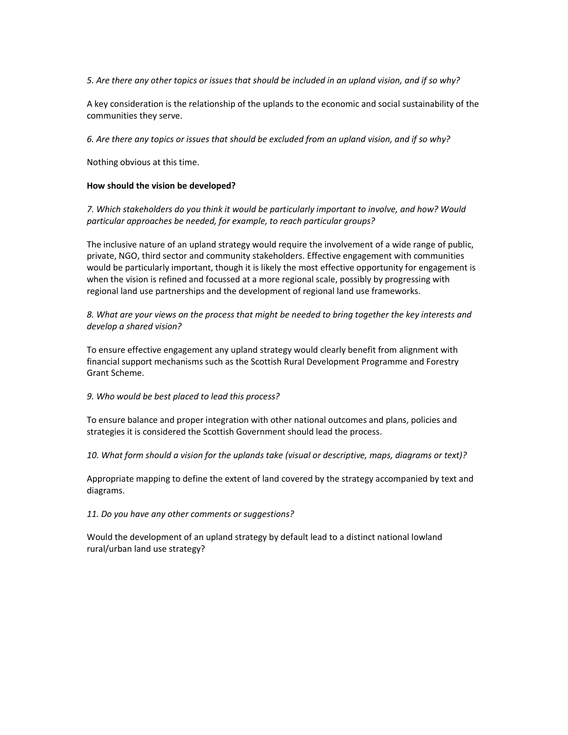*5. Are there any other topics or issues that should be included in an upland vision, and if so why?*

A key consideration is the relationship of the uplands to the economic and social sustainability of the communities they serve.

*6. Are there any topics or issues that should be excluded from an upland vision, and if so why?*

Nothing obvious at this time.

**How should the vision be developed?**

*7. Which stakeholders do you think it would be particularly important to involve, and how? Would particular approaches be needed, for example, to reach particular groups?*

The inclusive nature of an upland strategy would require the involvement of a wide range of public, private, NGO, third sector and community stakeholders. Effective engagement with communities would be particularly important, though it is likely the most effective opportunity for engagement is when the vision is refined and focussed at a more regional scale, possibly by progressing with regional land use partnerships and the development of regional land use frameworks.

*8. What are your views on the process that might be needed to bring together the key interests and develop a shared vision?*

To ensure effective engagement any upland strategy would clearly benefit from alignment with financial support mechanisms such as the Scottish Rural Development Programme and Forestry Grant Scheme.

*9. Who would be best placed to lead this process?*

To ensure balance and proper integration with other national outcomes and plans, policies and strategies it is considered the Scottish Government should lead the process.

*10. What form should a vision for the uplands take (visual or descriptive, maps, diagrams or text)?*

Appropriate mapping to define the extent of land covered by the strategy accompanied by text and diagrams.

*11. Do you have any other comments or suggestions?*

Would the development of an upland strategy by default lead to a distinct national lowland rural/urban land use strategy?